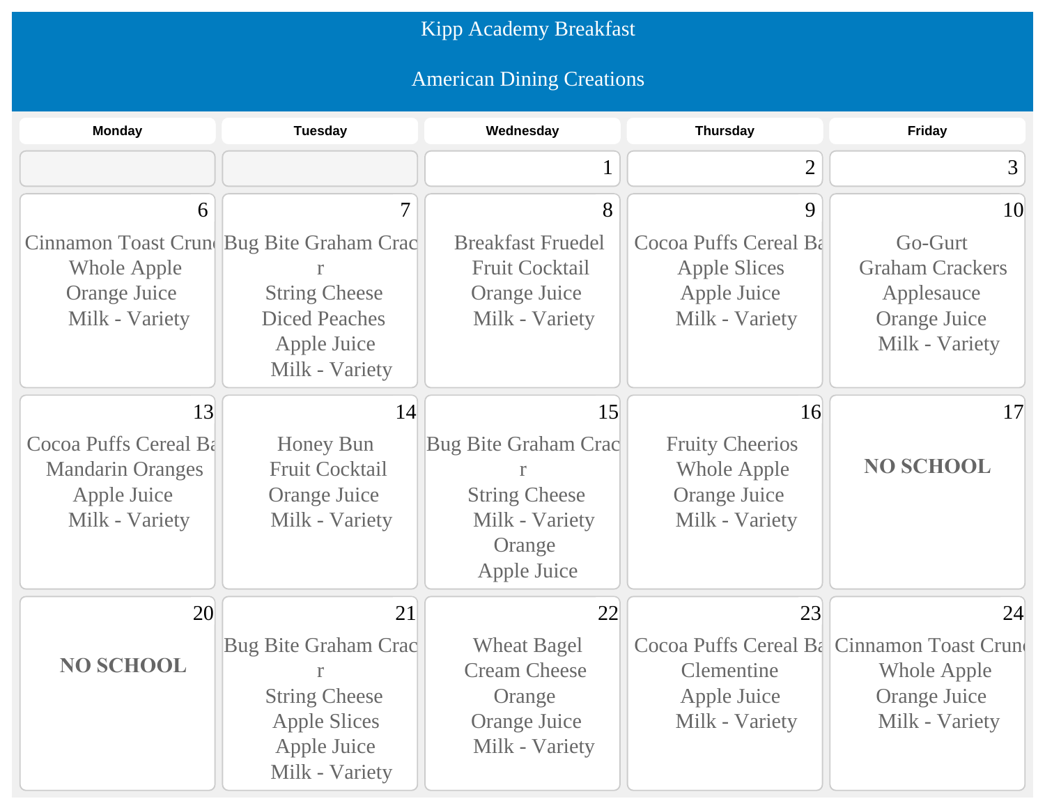# Kipp Academy Breakfast

## American Dining Creations

| Monday | Tuesday | Wednesday | Thursday | Friday |
|---|---|---|---|---|
| | | 1 | 2 | 3 |
| 6<br>Cinnamon Toast Crun<br>Whole Apple<br>Orange Juice<br>Milk - Variety | 7<br>Bug Bite Graham Crac<br>r<br>String Cheese<br>Diced Peaches<br>Apple Juice<br>Milk - Variety | 8<br>Breakfast Fruedel<br>Fruit Cocktail<br>Orange Juice<br>Milk - Variety | 9<br>Cocoa Puffs Cereal Ba<br>Apple Slices<br>Apple Juice<br>Milk - Variety | 10<br>Go-Gurt<br>Graham Crackers<br>Applesauce<br>Orange Juice<br>Milk - Variety |
| 13<br>Cocoa Puffs Cereal Ba<br>Mandarin Oranges<br>Apple Juice<br>Milk - Variety | 14<br>Honey Bun<br>Fruit Cocktail<br>Orange Juice<br>Milk - Variety | 15<br>Bug Bite Graham Crac<br>r<br>String Cheese<br>Milk - Variety<br>Orange<br>Apple Juice | 16<br>Fruity Cheerios<br>Whole Apple<br>Orange Juice<br>Milk - Variety | 17<br>**NO SCHOOL** |
| 20<br>**NO SCHOOL** | 21<br>Bug Bite Graham Crac<br>r<br>String Cheese<br>Apple Slices<br>Apple Juice<br>Milk - Variety | 22<br>Wheat Bagel<br>Cream Cheese<br>Orange<br>Orange Juice<br>Milk - Variety | 23<br>Cocoa Puffs Cereal Ba<br>Clementine<br>Apple Juice<br>Milk - Variety | 24<br>Cinnamon Toast Crun<br>Whole Apple<br>Orange Juice<br>Milk - Variety |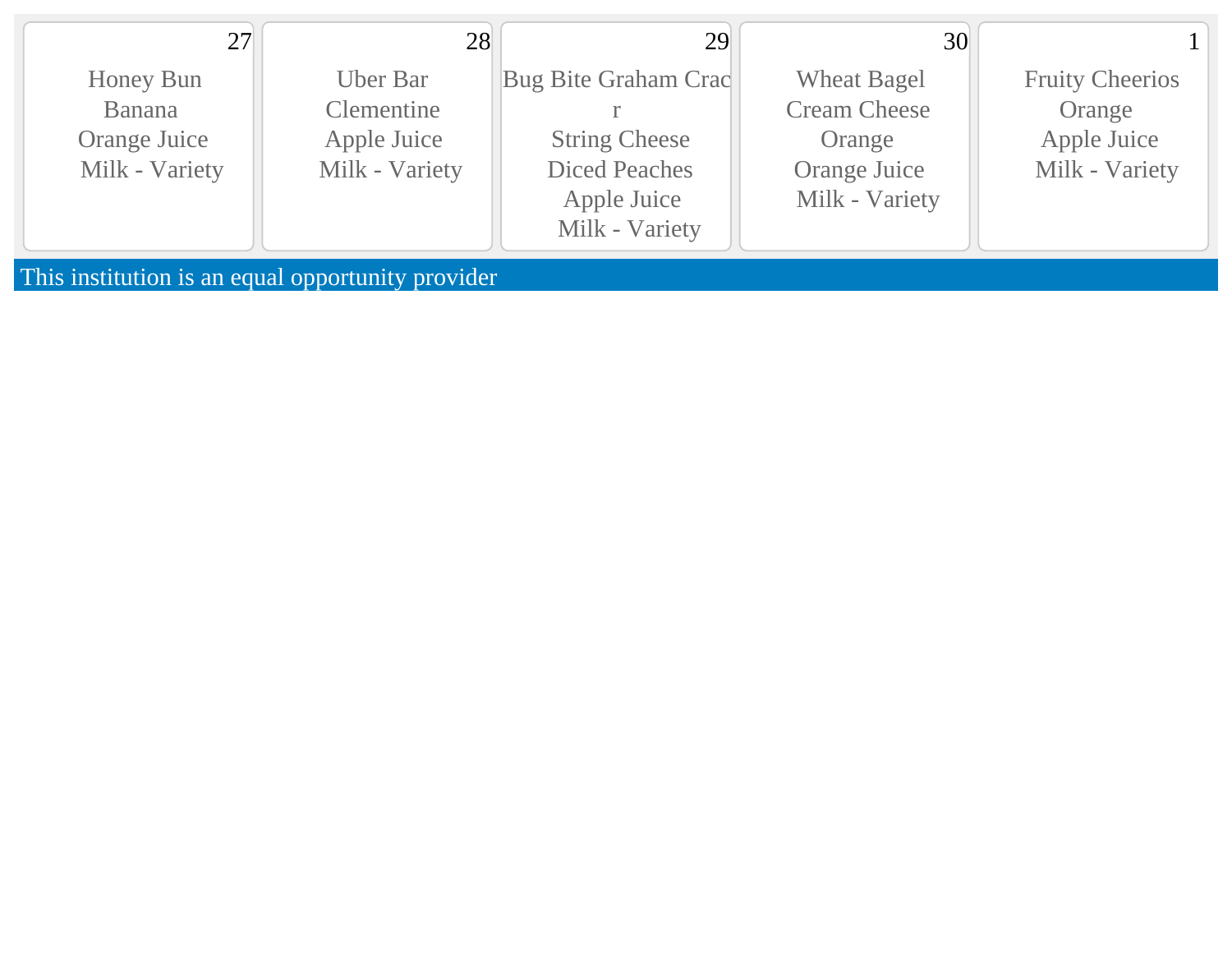| 27 | 28 | 29 | 30 | 1 |
|---|---|---|---|---|
| Honey Bun<br>Banana<br>Orange Juice<br>Milk - Variety | Uber Bar<br>Clementine<br>Apple Juice<br>Milk - Variety | Bug Bite Graham Cracr<br>String Cheese<br>Diced Peaches<br>Apple Juice<br>Milk - Variety | Wheat Bagel<br>Cream Cheese<br>Orange<br>Orange Juice<br>Milk - Variety | Fruity Cheerios<br>Orange<br>Apple Juice<br>Milk - Variety |

This institution is an equal opportunity provider